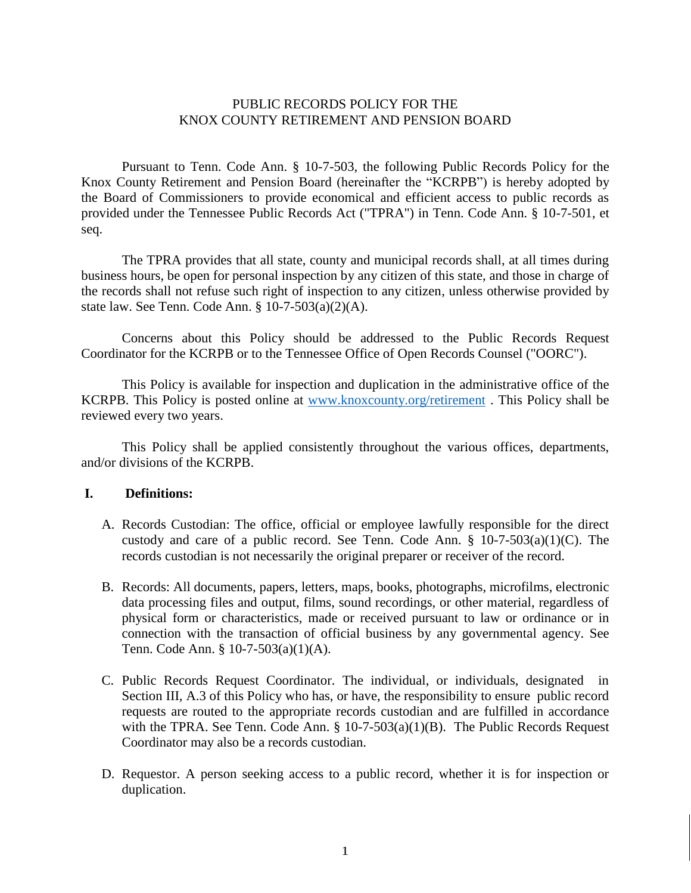# PUBLIC RECORDS POLICY FOR THE KNOX COUNTY RETIREMENT AND PENSION BOARD

Pursuant to Tenn. Code Ann. § 10-7-503, the following Public Records Policy for the Knox County Retirement and Pension Board (hereinafter the "KCRPB") is hereby adopted by the Board of Commissioners to provide economical and efficient access to public records as provided under the Tennessee Public Records Act ("TPRA") in Tenn. Code Ann. § 10-7-501, et seq.

The TPRA provides that all state, county and municipal records shall, at all times during business hours, be open for personal inspection by any citizen of this state, and those in charge of the records shall not refuse such right of inspection to any citizen, unless otherwise provided by state law. See Tenn. Code Ann. § 10-7-503(a)(2)(A).

Concerns about this Policy should be addressed to the Public Records Request Coordinator for the KCRPB or to the Tennessee Office of Open Records Counsel ("OORC").

This Policy is available for inspection and duplication in the administrative office of the KCRPB. This Policy is posted online at [www.knoxcounty.org/retirement](www.knoxcounty.org/retirement) . This Policy shall be reviewed every two years.

This Policy shall be applied consistently throughout the various offices, departments, and/or divisions of the KCRPB.

## I. Definitions:

A. Records Custodian: The office, official or employee lawfully responsible for the direct custody and care of a public record. See Tenn. Code Ann. § 10-7-503(a)(1)(C). The records custodian is not necessarily the original preparer or receiver of the record.

B. Records: All documents, papers, letters, maps, books, photographs, microfilms, electronic data processing files and output, films, sound recordings, or other material, regardless of physical form or characteristics, made or received pursuant to law or ordinance or in connection with the transaction of official business by any governmental agency. See Tenn. Code Ann. § 10-7-503(a)(1)(A).

C. Public Records Request Coordinator. The individual, or individuals, designated in Section III, A.3 of this Policy who has, or have, the responsibility to ensure public record requests are routed to the appropriate records custodian and are fulfilled in accordance with the TPRA. See Tenn. Code Ann. § 10-7-503(a)(1)(B). The Public Records Request Coordinator may also be a records custodian.

D. Requestor. A person seeking access to a public record, whether it is for inspection or duplication.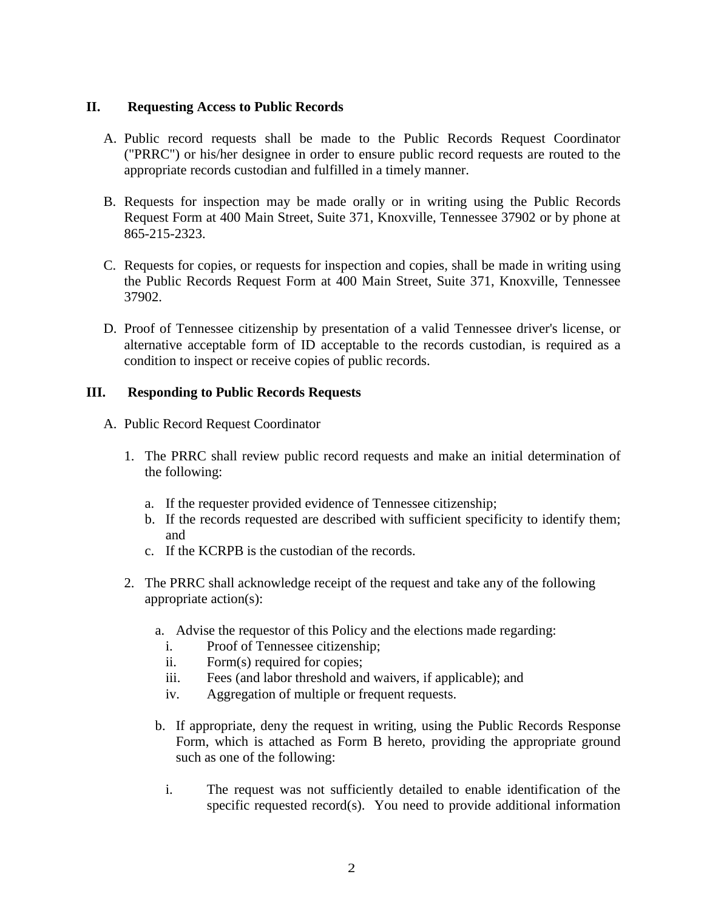## II. Requesting Access to Public Records

A. Public record requests shall be made to the Public Records Request Coordinator ("PRRC") or his/her designee in order to ensure public record requests are routed to the appropriate records custodian and fulfilled in a timely manner.

B. Requests for inspection may be made orally or in writing using the Public Records Request Form at 400 Main Street, Suite 371, Knoxville, Tennessee 37902 or by phone at 865-215-2323.

C. Requests for copies, or requests for inspection and copies, shall be made in writing using the Public Records Request Form at 400 Main Street, Suite 371, Knoxville, Tennessee 37902.

D. Proof of Tennessee citizenship by presentation of a valid Tennessee driver's license, or alternative acceptable form of ID acceptable to the records custodian, is required as a condition to inspect or receive copies of public records.

## III. Responding to Public Records Requests

A. Public Record Request Coordinator

1. The PRRC shall review public record requests and make an initial determination of the following:

   a. If the requester provided evidence of Tennessee citizenship;
   b. If the records requested are described with sufficient specificity to identify them; and
   c. If the KCRPB is the custodian of the records.

2. The PRRC shall acknowledge receipt of the request and take any of the following appropriate action(s):

   a. Advise the requestor of this Policy and the elections made regarding:
      i. Proof of Tennessee citizenship;
      ii. Form(s) required for copies;
      iii. Fees (and labor threshold and waivers, if applicable); and
      iv. Aggregation of multiple or frequent requests.

   b. If appropriate, deny the request in writing, using the Public Records Response Form, which is attached as Form B hereto, providing the appropriate ground such as one of the following:

      i. The request was not sufficiently detailed to enable identification of the specific requested record(s). You need to provide additional information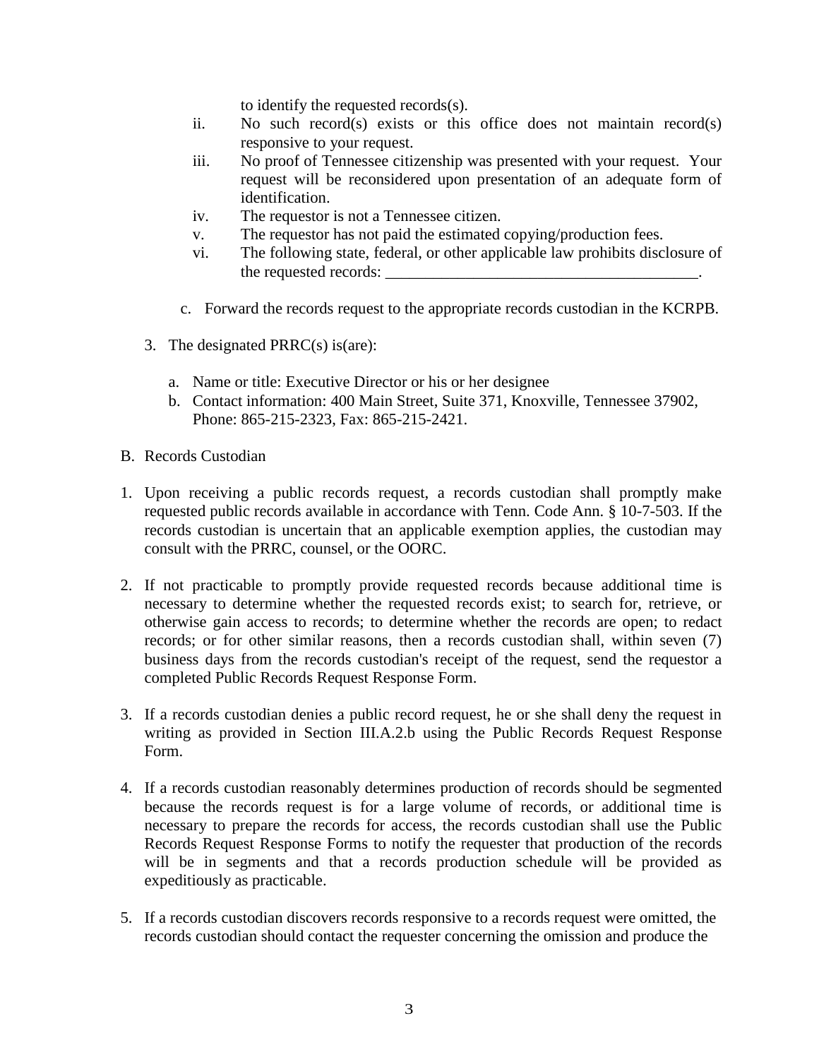to identify the requested records(s).

ii. No such record(s) exists or this office does not maintain record(s) responsive to your request.

iii. No proof of Tennessee citizenship was presented with your request. Your request will be reconsidered upon presentation of an adequate form of identification.

iv. The requestor is not a Tennessee citizen.

v. The requestor has not paid the estimated copying/production fees.

vi. The following state, federal, or other applicable law prohibits disclosure of the requested records: _______________________________________.

c. Forward the records request to the appropriate records custodian in the KCRPB.

3. The designated PRRC(s) is(are):

   a. Name or title: Executive Director or his or her designee
   b. Contact information: 400 Main Street, Suite 371, Knoxville, Tennessee 37902, Phone: 865-215-2323, Fax: 865-215-2421.

B. Records Custodian

1. Upon receiving a public records request, a records custodian shall promptly make requested public records available in accordance with Tenn. Code Ann. § 10-7-503. If the records custodian is uncertain that an applicable exemption applies, the custodian may consult with the PRRC, counsel, or the OORC.

2. If not practicable to promptly provide requested records because additional time is necessary to determine whether the requested records exist; to search for, retrieve, or otherwise gain access to records; to determine whether the records are open; to redact records; or for other similar reasons, then a records custodian shall, within seven (7) business days from the records custodian's receipt of the request, send the requestor a completed Public Records Request Response Form.

3. If a records custodian denies a public record request, he or she shall deny the request in writing as provided in Section III.A.2.b using the Public Records Request Response Form.

4. If a records custodian reasonably determines production of records should be segmented because the records request is for a large volume of records, or additional time is necessary to prepare the records for access, the records custodian shall use the Public Records Request Response Forms to notify the requester that production of the records will be in segments and that a records production schedule will be provided as expeditiously as practicable.

5. If a records custodian discovers records responsive to a records request were omitted, the records custodian should contact the requester concerning the omission and produce the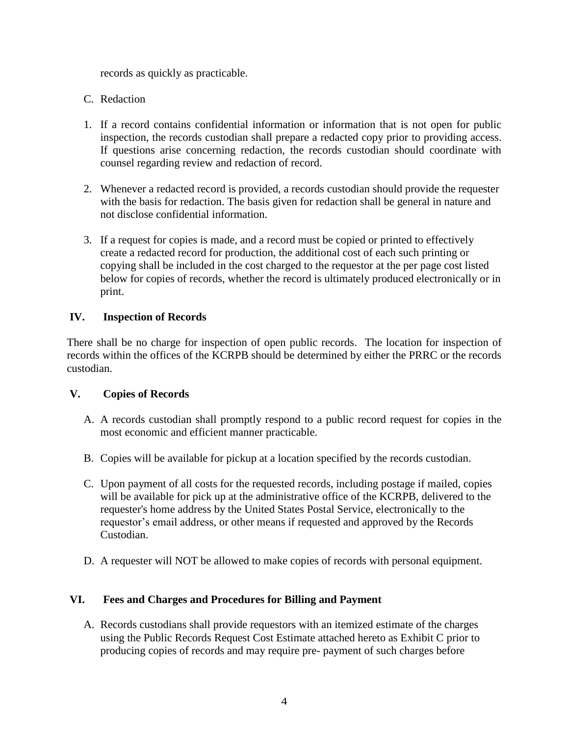records as quickly as practicable.

C. Redaction

1. If a record contains confidential information or information that is not open for public inspection, the records custodian shall prepare a redacted copy prior to providing access. If questions arise concerning redaction, the records custodian should coordinate with counsel regarding review and redaction of record.

2. Whenever a redacted record is provided, a records custodian should provide the requester with the basis for redaction. The basis given for redaction shall be general in nature and not disclose confidential information.

3. If a request for copies is made, and a record must be copied or printed to effectively create a redacted record for production, the additional cost of each such printing or copying shall be included in the cost charged to the requestor at the per page cost listed below for copies of records, whether the record is ultimately produced electronically or in print.

## IV. Inspection of Records

There shall be no charge for inspection of open public records. The location for inspection of records within the offices of the KCRPB should be determined by either the PRRC or the records custodian.

## V. Copies of Records

A. A records custodian shall promptly respond to a public record request for copies in the most economic and efficient manner practicable.

B. Copies will be available for pickup at a location specified by the records custodian.

C. Upon payment of all costs for the requested records, including postage if mailed, copies will be available for pick up at the administrative office of the KCRPB, delivered to the requester's home address by the United States Postal Service, electronically to the requestor's email address, or other means if requested and approved by the Records Custodian.

D. A requester will NOT be allowed to make copies of records with personal equipment.

## VI. Fees and Charges and Procedures for Billing and Payment

A. Records custodians shall provide requestors with an itemized estimate of the charges using the Public Records Request Cost Estimate attached hereto as Exhibit C prior to producing copies of records and may require pre- payment of such charges before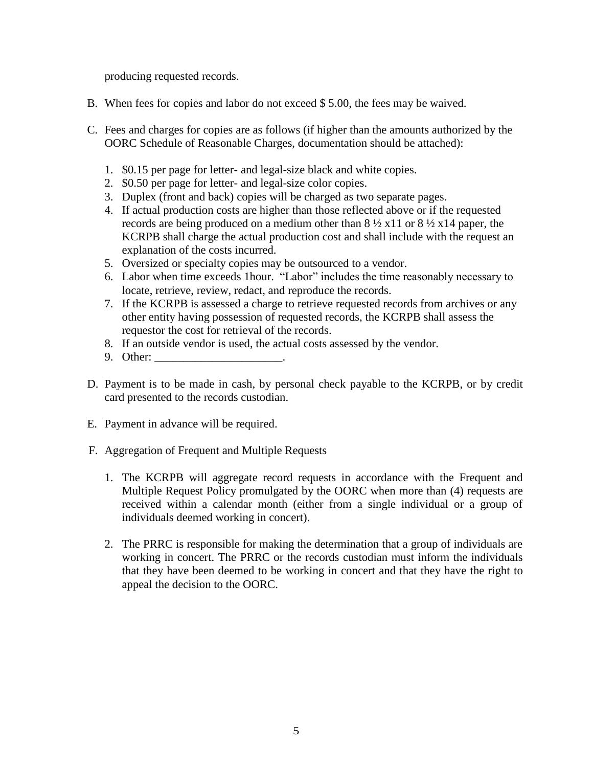producing requested records.

B. When fees for copies and labor do not exceed $ 5.00, the fees may be waived.

C. Fees and charges for copies are as follows (if higher than the amounts authorized by the OORC Schedule of Reasonable Charges, documentation should be attached):

   1. $0.15 per page for letter- and legal-size black and white copies.
   2. $0.50 per page for letter- and legal-size color copies.
   3. Duplex (front and back) copies will be charged as two separate pages.
   4. If actual production costs are higher than those reflected above or if the requested records are being produced on a medium other than 8 ½ x11 or 8 ½ x14 paper, the KCRPB shall charge the actual production cost and shall include with the request an explanation of the costs incurred.
   5. Oversized or specialty copies may be outsourced to a vendor.
   6. Labor when time exceeds 1hour. "Labor" includes the time reasonably necessary to locate, retrieve, review, redact, and reproduce the records.
   7. If the KCRPB is assessed a charge to retrieve requested records from archives or any other entity having possession of requested records, the KCRPB shall assess the requestor the cost for retrieval of the records.
   8. If an outside vendor is used, the actual costs assessed by the vendor.
   9. Other: ______________________.

D. Payment is to be made in cash, by personal check payable to the KCRPB, or by credit card presented to the records custodian.

E. Payment in advance will be required.

F. Aggregation of Frequent and Multiple Requests

   1. The KCRPB will aggregate record requests in accordance with the Frequent and Multiple Request Policy promulgated by the OORC when more than (4) requests are received within a calendar month (either from a single individual or a group of individuals deemed working in concert).

   2. The PRRC is responsible for making the determination that a group of individuals are working in concert. The PRRC or the records custodian must inform the individuals that they have been deemed to be working in concert and that they have the right to appeal the decision to the OORC.